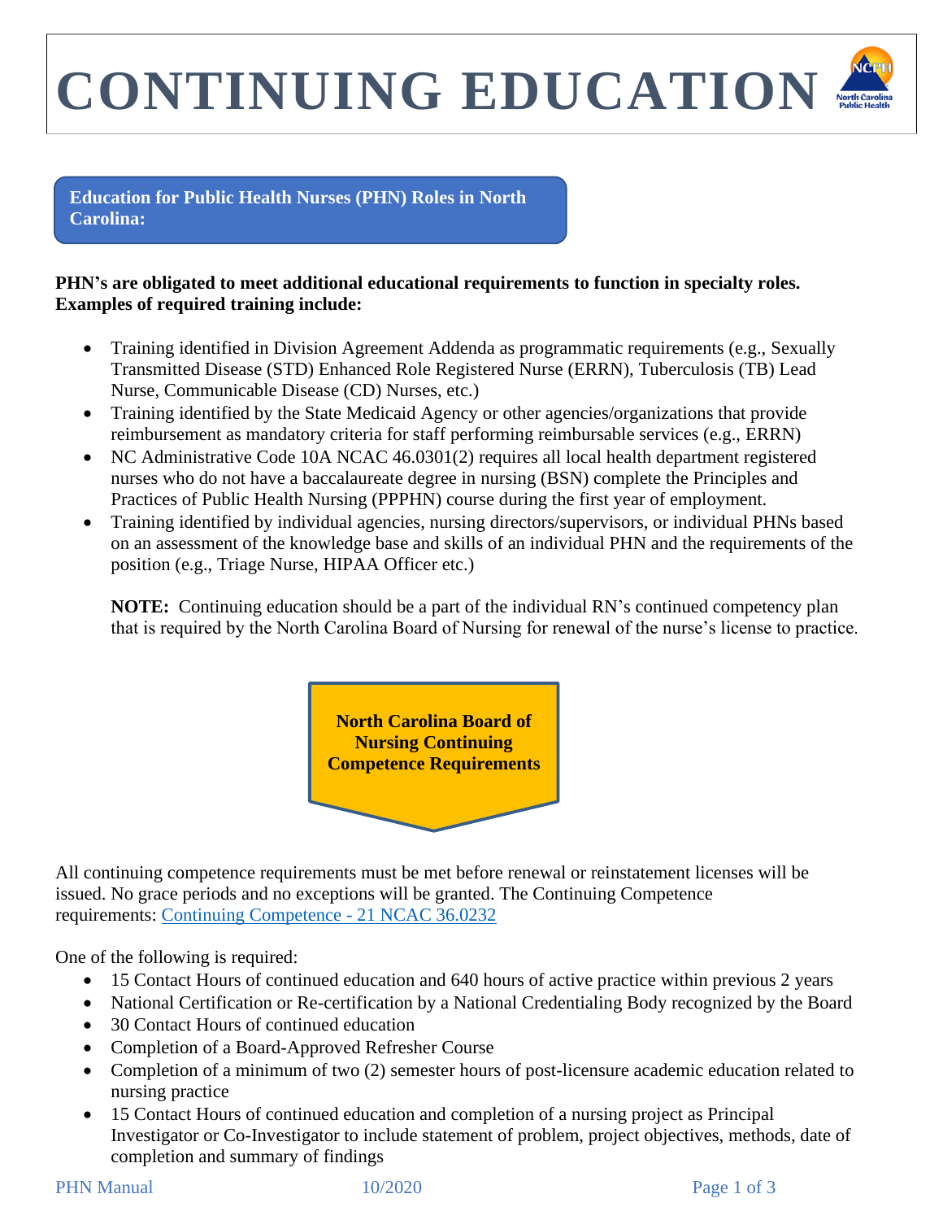# CONTINUING EDUCATION

## Education for Public Health Nurses (PHN) Roles in North Carolina:

**PHN's are obligated to meet additional educational requirements to function in specialty roles. Examples of required training include:**

- Training identified in Division Agreement Addenda as programmatic requirements (e.g., Sexually Transmitted Disease (STD) Enhanced Role Registered Nurse (ERRN), Tuberculosis (TB) Lead Nurse, Communicable Disease (CD) Nurses, etc.)
- Training identified by the State Medicaid Agency or other agencies/organizations that provide reimbursement as mandatory criteria for staff performing reimbursable services (e.g., ERRN)
- NC Administrative Code 10A NCAC 46.0301(2) requires all local health department registered nurses who do not have a baccalaureate degree in nursing (BSN) complete the Principles and Practices of Public Health Nursing (PPPHN) course during the first year of employment.
- Training identified by individual agencies, nursing directors/supervisors, or individual PHNs based on an assessment of the knowledge base and skills of an individual PHN and the requirements of the position (e.g., Triage Nurse, HIPAA Officer etc.)

**NOTE:** Continuing education should be a part of the individual RN's continued competency plan that is required by the North Carolina Board of Nursing for renewal of the nurse's license to practice.

## North Carolina Board of Nursing Continuing Competence Requirements

All continuing competence requirements must be met before renewal or reinstatement licenses will be issued. No grace periods and no exceptions will be granted. The Continuing Competence requirements: Continuing Competence - 21 NCAC 36.0232

One of the following is required:

- 15 Contact Hours of continued education and 640 hours of active practice within previous 2 years
- National Certification or Re-certification by a National Credentialing Body recognized by the Board
- 30 Contact Hours of continued education
- Completion of a Board-Approved Refresher Course
- Completion of a minimum of two (2) semester hours of post-licensure academic education related to nursing practice
- 15 Contact Hours of continued education and completion of a nursing project as Principal Investigator or Co-Investigator to include statement of problem, project objectives, methods, date of completion and summary of findings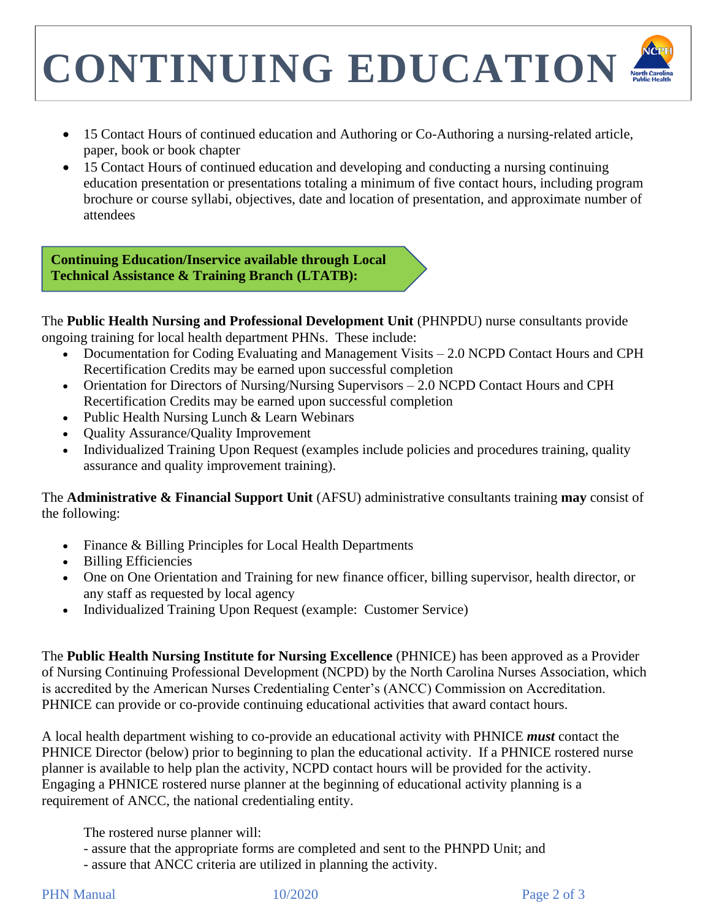# CONTINUING EDUCATION

- 15 Contact Hours of continued education and Authoring or Co-Authoring a nursing-related article, paper, book or book chapter
- 15 Contact Hours of continued education and developing and conducting a nursing continuing education presentation or presentations totaling a minimum of five contact hours, including program brochure or course syllabi, objectives, date and location of presentation, and approximate number of attendees

**Continuing Education/Inservice available through Local Technical Assistance & Training Branch (LTATB):**

The **Public Health Nursing and Professional Development Unit** (PHNPDU) nurse consultants provide ongoing training for local health department PHNs. These include:

- Documentation for Coding Evaluating and Management Visits – 2.0 NCPD Contact Hours and CPH Recertification Credits may be earned upon successful completion
- Orientation for Directors of Nursing/Nursing Supervisors – 2.0 NCPD Contact Hours and CPH Recertification Credits may be earned upon successful completion
- Public Health Nursing Lunch & Learn Webinars
- Quality Assurance/Quality Improvement
- Individualized Training Upon Request (examples include policies and procedures training, quality assurance and quality improvement training).

The **Administrative & Financial Support Unit** (AFSU) administrative consultants training **may** consist of the following:

- Finance & Billing Principles for Local Health Departments
- Billing Efficiencies
- One on One Orientation and Training for new finance officer, billing supervisor, health director, or any staff as requested by local agency
- Individualized Training Upon Request (example: Customer Service)

The **Public Health Nursing Institute for Nursing Excellence** (PHNICE) has been approved as a Provider of Nursing Continuing Professional Development (NCPD) by the North Carolina Nurses Association, which is accredited by the American Nurses Credentialing Center's (ANCC) Commission on Accreditation. PHNICE can provide or co-provide continuing educational activities that award contact hours.

A local health department wishing to co-provide an educational activity with PHNICE ***must*** contact the PHNICE Director (below) prior to beginning to plan the educational activity. If a PHNICE rostered nurse planner is available to help plan the activity, NCPD contact hours will be provided for the activity. Engaging a PHNICE rostered nurse planner at the beginning of educational activity planning is a requirement of ANCC, the national credentialing entity.

The rostered nurse planner will:
- assure that the appropriate forms are completed and sent to the PHNPD Unit; and
- assure that ANCC criteria are utilized in planning the activity.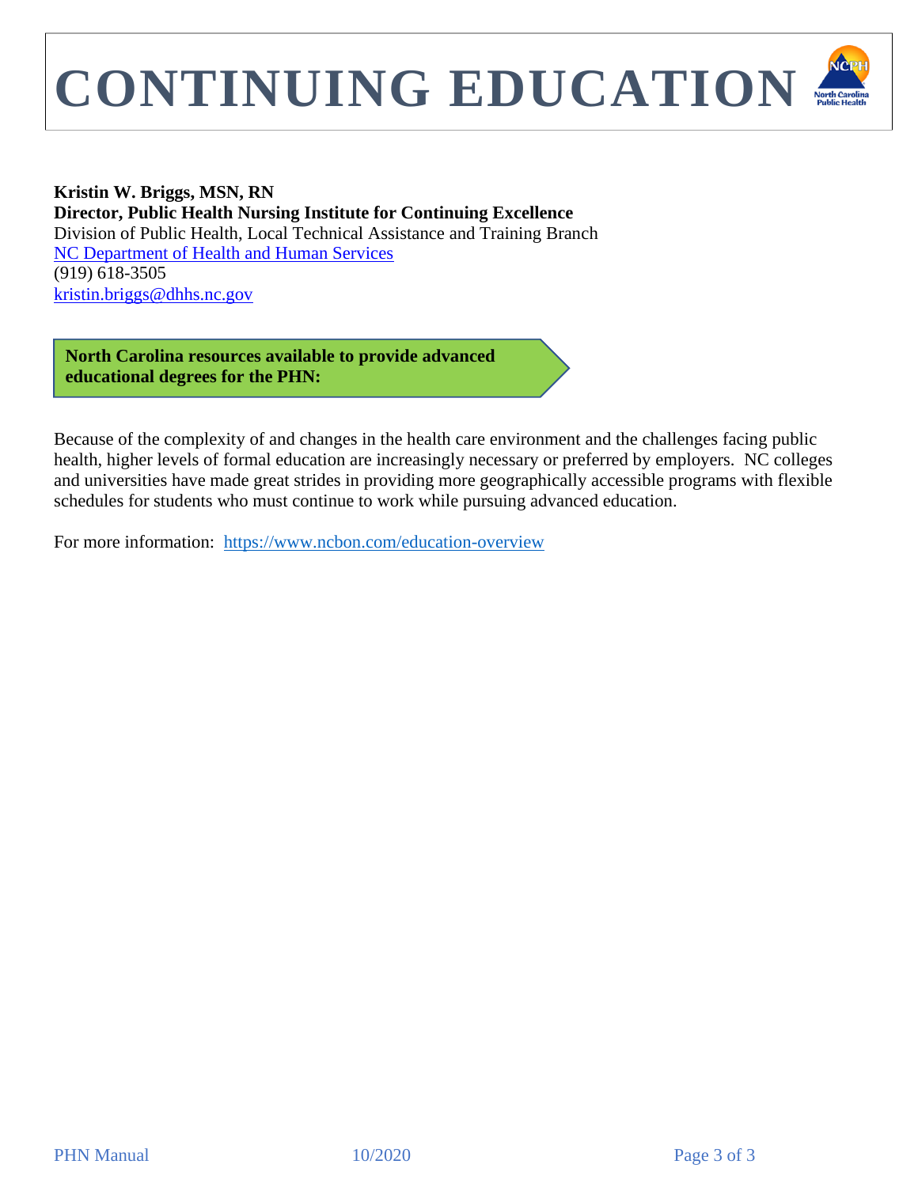# CONTINUING EDUCATION

**Kristin W. Briggs, MSN, RN**
**Director, Public Health Nursing Institute for Continuing Excellence**
Division of Public Health, Local Technical Assistance and Training Branch
NC Department of Health and Human Services
(919) 618-3505
kristin.briggs@dhhs.nc.gov

**North Carolina resources available to provide advanced educational degrees for the PHN:**

Because of the complexity of and changes in the health care environment and the challenges facing public health, higher levels of formal education are increasingly necessary or preferred by employers. NC colleges and universities have made great strides in providing more geographically accessible programs with flexible schedules for students who must continue to work while pursuing advanced education.

For more information: https://www.ncbon.com/education-overview